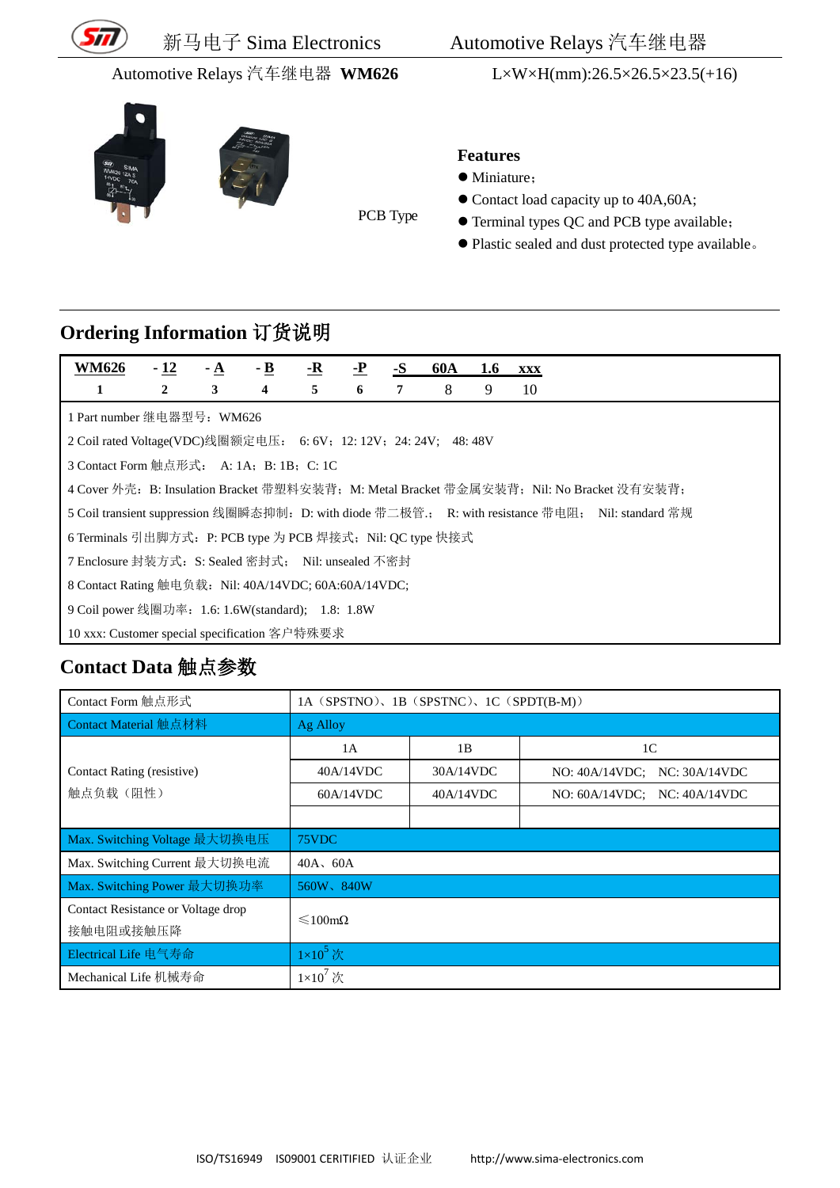Automotive Relays 汽车继电器 **WM626**　　L×W×H(mm):26.5×26.5×23.5(+16)

PCB Type

### Features

- Miniature；
- Contact load capacity up to 40A,60A;
- Terminal types QC and PCB type available;
- Plastic sealed and dust protected type available。

## Ordering Information 订货说明

| **WM626** | **- 12** | **- A** | **- B** | **-R** | **-P** | **-S** | **60A** | **1.6** | **xxx** |
|---|---|---|---|---|---|---|---|---|---|
| 1 | 2 | 3 | 4 | 5 | 6 | 7 | 8 | 9 | 10 |

1 Part number 继电器型号：WM626

2 Coil rated Voltage(VDC)线圈额定电压：　6: 6V；12: 12V；24: 24V;　48: 48V

3 Contact Form 触点形式：　A: 1A；B: 1B；C: 1C

4 Cover 外壳：B: Insulation Bracket 带塑料安装背；M: Metal Bracket 带金属安装背；Nil: No Bracket 没有安装背；

5 Coil transient suppression 线圈瞬态抑制：D: with diode 带二极管.;　R: with resistance 带电阻;　Nil: standard 常规

6 Terminals 引出脚方式：P: PCB type 为 PCB 焊接式；Nil: QC type 快接式

7 Enclosure 封装方式：S: Sealed 密封式；　Nil: unsealed 不密封

8 Contact Rating 触电负载：Nil: 40A/14VDC; 60A:60A/14VDC;

9 Coil power 线圈功率：1.6: 1.6W(standard);　1.8:　1.8W

10 xxx: Customer special specification 客户特殊要求

## Contact Data 触点参数

| | | | |
|---|---|---|---|
| Contact Form 触点形式 | 1A（SPSTNO）、1B（SPSTNC）、1C（SPDT(B-M)） | | |
| Contact Material 触点材料 | Ag Alloy | | |
| Contact Rating (resistive) 触点负载（阻性） | 1A | 1B | 1C |
| | 40A/14VDC | 30A/14VDC | NO: 40A/14VDC;　NC: 30A/14VDC |
| | 60A/14VDC | 40A/14VDC | NO: 60A/14VDC;　NC: 40A/14VDC |
| | | | |
| Max. Switching Voltage 最大切换电压 | 75VDC | | |
| Max. Switching Current 最大切换电流 | 40A、60A | | |
| Max. Switching Power 最大切换功率 | 560W、840W | | |
| Contact Resistance or Voltage drop 接触电阻或接触压降 | ≤100mΩ | | |
| Electrical Life 电气寿命 | $1\times10^5$ 次 | | |
| Mechanical Life 机械寿命 | $1\times10^7$ 次 | | |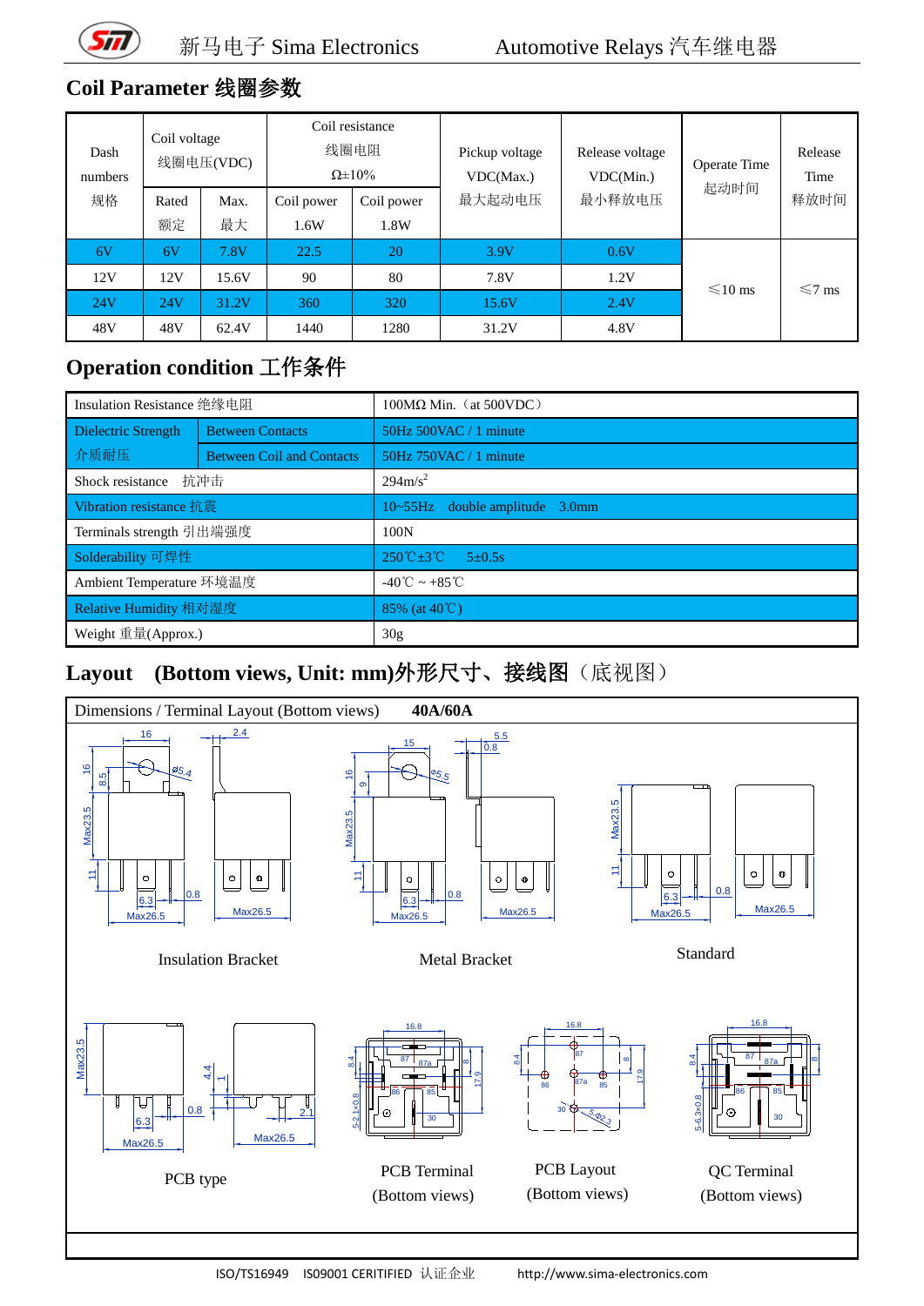## Coil Parameter 线圈参数

| Dash numbers 规格 | Coil voltage 线圈电压(VDC) | | Coil resistance 线圈电阻 Ω±10% | | Pickup voltage VDC(Max.) 最大起动电压 | Release voltage VDC(Min.) 最小释放电压 | Operate Time 起动时间 | Release Time 释放时间 |
|---|---|---|---|---|---|---|---|---|
| | Rated 额定 | Max. 最大 | Coil power 1.6W | Coil power 1.8W | | | | |
| 6V | 6V | 7.8V | 22.5 | 20 | 3.9V | 0.6V | ≤10 ms | ≤7 ms |
| 12V | 12V | 15.6V | 90 | 80 | 7.8V | 1.2V | | |
| 24V | 24V | 31.2V | 360 | 320 | 15.6V | 2.4V | | |
| 48V | 48V | 62.4V | 1440 | 1280 | 31.2V | 4.8V | | |

## Operation condition 工作条件

| Item | | Value |
|---|---|---|
| Insulation Resistance 绝缘电阻 | | 100MΩ Min.（at 500VDC） |
| Dielectric Strength 介质耐压 | Between Contacts | 50Hz 500VAC / 1 minute |
| | Between Coil and Contacts | 50Hz 750VAC / 1 minute |
| Shock resistance 抗冲击 | | 294m/s² |
| Vibration resistance 抗震 | | 10~55Hz double amplitude 3.0mm |
| Terminals strength 引出端强度 | | 100N |
| Solderability 可焊性 | | 250℃±3℃ 5±0.5s |
| Ambient Temperature 环境温度 | | -40℃ ~ +85℃ |
| Relative Humidity 相对湿度 | | 85% (at 40℃) |
| Weight 重量(Approx.) | | 30g |

## Layout (Bottom views, Unit: mm)外形尺寸、接线图（底视图）

Dimensions / Terminal Layout (Bottom views) **40A/60A**

Insulation Bracket

Metal Bracket

Standard

PCB type

PCB Terminal (Bottom views)

PCB Layout (Bottom views)

QC Terminal (Bottom views)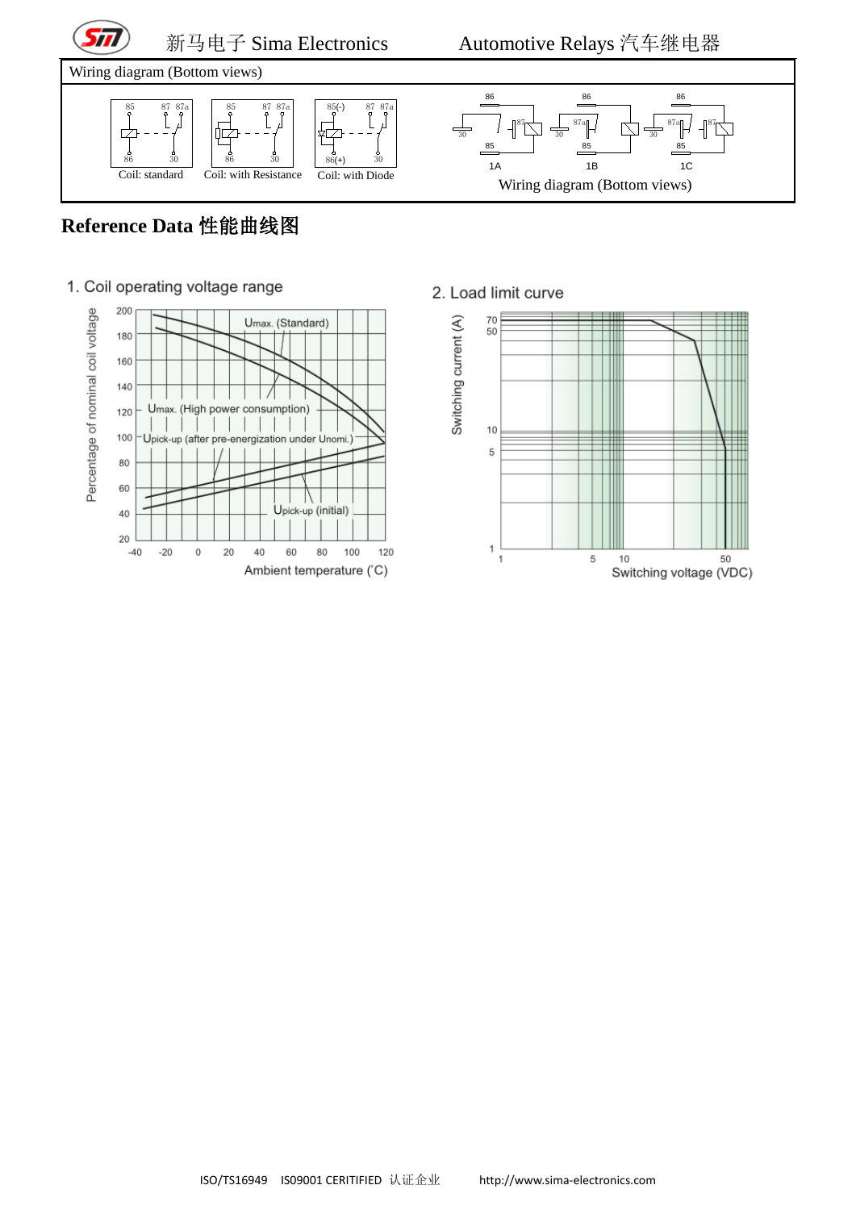Wiring diagram (Bottom views)

85 87 87a
86 30
Coil: standard

85 87 87a
86 30
Coil: with Resistance

85(-) 87 87a
86(+) 30
Coil: with Diode

86 87 30 85
1A

86 87a 30 85
1B

86 87a 87 30 85
1C

Wiring diagram (Bottom views)

## Reference Data 性能曲线图

1. Coil operating voltage range

Percentage of nominal coil voltage

200
180
160
140
120
100
80
60
40
20

-40 -20 0 20 40 60 80 100 120

Ambient temperature (˚C)

Umax. (Standard)

Umax. (High power consumption)

Upick-up (after pre-energization under Unomi.)

Upick-up (initial)

2. Load limit curve

Switching current (A)

70
50
10
5
1

1 5 10 50

Switching voltage (VDC)